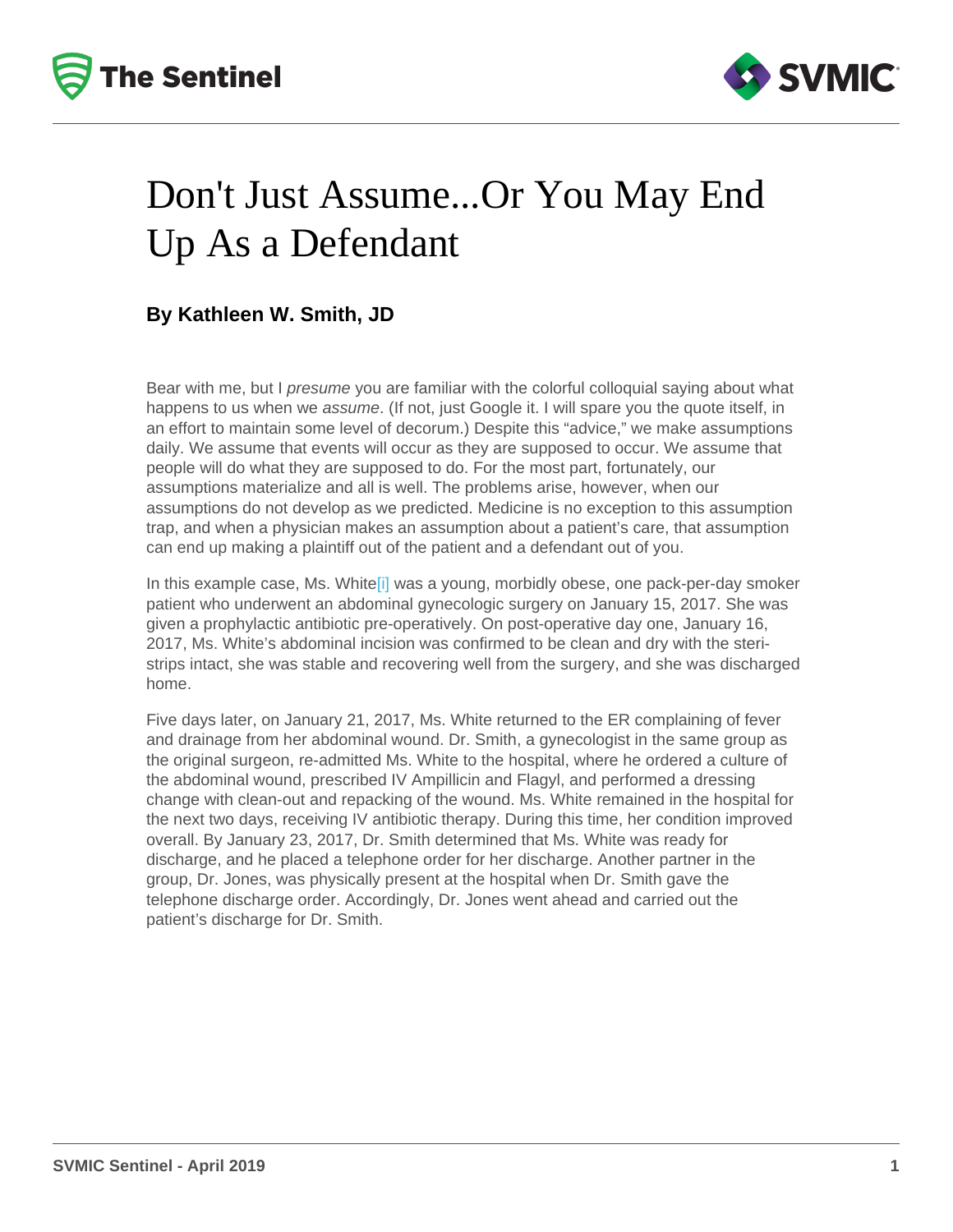# Don't Just Assume...Or You May End Up As a Defendant

### By Kathleen W. Smith, JD

Bear with me, but I *presume* you are familiar with the colorful colloquial saying about what happens to us when we *assume*. (If not, just Google it. I will spare you the quote itself, in an effort to maintain some level of decorum.) Despite this "advice," we make assumptions daily. We assume that events will occur as they are supposed to occur. We assume that people will do what they are supposed to do. For the most part, fortunately, our assumptions materialize and all is well. The problems arise, however, when our assumptions do not develop as we predicted. Medicine is no exception to this assumption trap, and when a physician makes an assumption about a patient's care, that assumption can end up making a plaintiff out of the patient and a defendant out of you.

In this example case, Ms. White[i] was a young, morbidly obese, one pack-per-day smoker patient who underwent an abdominal gynecologic surgery on January 15, 2017. She was given a prophylactic antibiotic pre-operatively. On post-operative day one, January 16, 2017, Ms. White's abdominal incision was confirmed to be clean and dry with the steri-strips intact, she was stable and recovering well from the surgery, and she was discharged home.

Five days later, on January 21, 2017, Ms. White returned to the ER complaining of fever and drainage from her abdominal wound. Dr. Smith, a gynecologist in the same group as the original surgeon, re-admitted Ms. White to the hospital, where he ordered a culture of the abdominal wound, prescribed IV Ampillicin and Flagyl, and performed a dressing change with clean-out and repacking of the wound. Ms. White remained in the hospital for the next two days, receiving IV antibiotic therapy. During this time, her condition improved overall. By January 23, 2017, Dr. Smith determined that Ms. White was ready for discharge, and he placed a telephone order for her discharge. Another partner in the group, Dr. Jones, was physically present at the hospital when Dr. Smith gave the telephone discharge order. Accordingly, Dr. Jones went ahead and carried out the patient's discharge for Dr. Smith.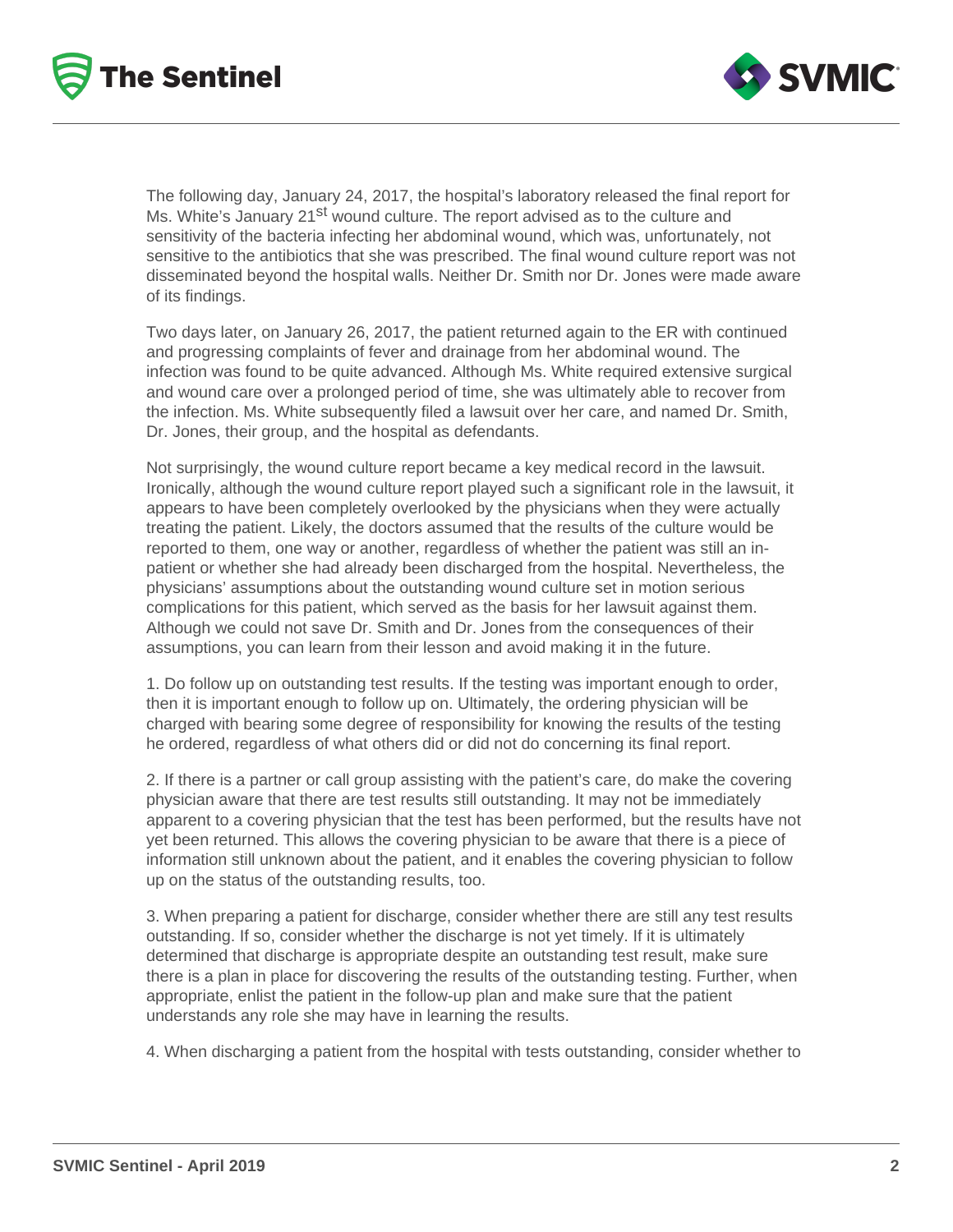The following day, January 24, 2017, the hospital's laboratory released the final report for Ms. White's January 21st wound culture. The report advised as to the culture and sensitivity of the bacteria infecting her abdominal wound, which was, unfortunately, not sensitive to the antibiotics that she was prescribed. The final wound culture report was not disseminated beyond the hospital walls. Neither Dr. Smith nor Dr. Jones were made aware of its findings.

Two days later, on January 26, 2017, the patient returned again to the ER with continued and progressing complaints of fever and drainage from her abdominal wound. The infection was found to be quite advanced. Although Ms. White required extensive surgical and wound care over a prolonged period of time, she was ultimately able to recover from the infection. Ms. White subsequently filed a lawsuit over her care, and named Dr. Smith, Dr. Jones, their group, and the hospital as defendants.

Not surprisingly, the wound culture report became a key medical record in the lawsuit. Ironically, although the wound culture report played such a significant role in the lawsuit, it appears to have been completely overlooked by the physicians when they were actually treating the patient. Likely, the doctors assumed that the results of the culture would be reported to them, one way or another, regardless of whether the patient was still an in-patient or whether she had already been discharged from the hospital. Nevertheless, the physicians' assumptions about the outstanding wound culture set in motion serious complications for this patient, which served as the basis for her lawsuit against them. Although we could not save Dr. Smith and Dr. Jones from the consequences of their assumptions, you can learn from their lesson and avoid making it in the future.

1. Do follow up on outstanding test results. If the testing was important enough to order, then it is important enough to follow up on. Ultimately, the ordering physician will be charged with bearing some degree of responsibility for knowing the results of the testing he ordered, regardless of what others did or did not do concerning its final report.

2. If there is a partner or call group assisting with the patient's care, do make the covering physician aware that there are test results still outstanding. It may not be immediately apparent to a covering physician that the test has been performed, but the results have not yet been returned. This allows the covering physician to be aware that there is a piece of information still unknown about the patient, and it enables the covering physician to follow up on the status of the outstanding results, too.

3. When preparing a patient for discharge, consider whether there are still any test results outstanding. If so, consider whether the discharge is not yet timely. If it is ultimately determined that discharge is appropriate despite an outstanding test result, make sure there is a plan in place for discovering the results of the outstanding testing. Further, when appropriate, enlist the patient in the follow-up plan and make sure that the patient understands any role she may have in learning the results.

4. When discharging a patient from the hospital with tests outstanding, consider whether to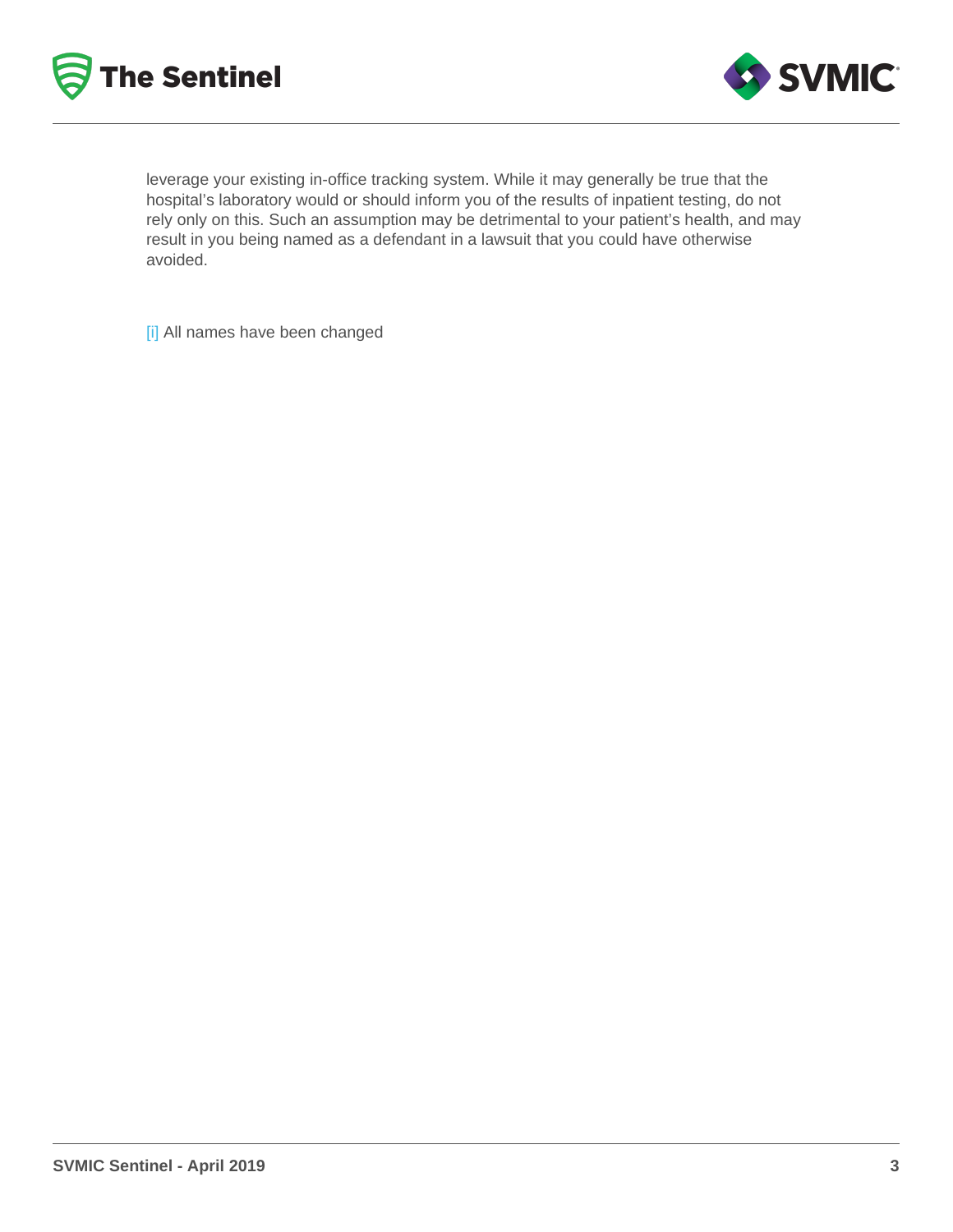leverage your existing in-office tracking system. While it may generally be true that the hospital's laboratory would or should inform you of the results of inpatient testing, do not rely only on this. Such an assumption may be detrimental to your patient's health, and may result in you being named as a defendant in a lawsuit that you could have otherwise avoided.

[i] All names have been changed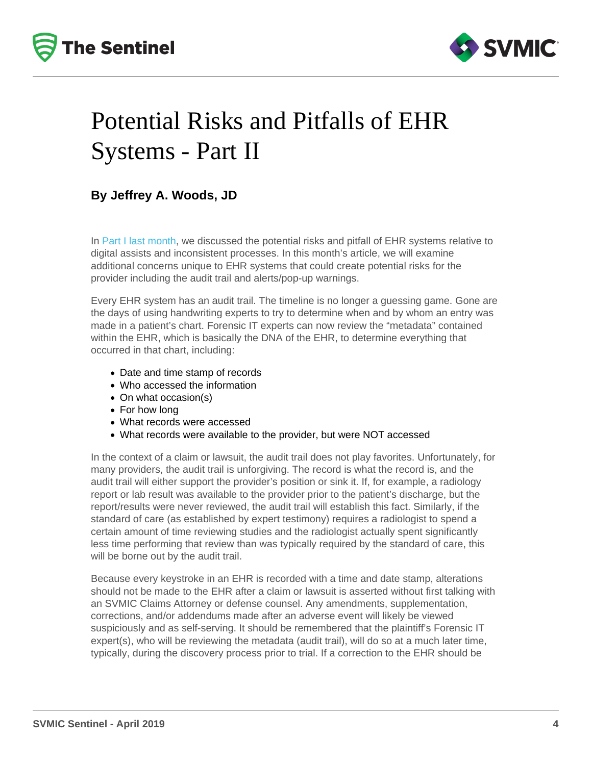# Potential Risks and Pitfalls of EHR Systems - Part II

### By Jeffrey A. Woods, JD

In Part I last month, we discussed the potential risks and pitfall of EHR systems relative to digital assists and inconsistent processes. In this month's article, we will examine additional concerns unique to EHR systems that could create potential risks for the provider including the audit trail and alerts/pop-up warnings.

Every EHR system has an audit trail. The timeline is no longer a guessing game. Gone are the days of using handwriting experts to try to determine when and by whom an entry was made in a patient's chart. Forensic IT experts can now review the "metadata" contained within the EHR, which is basically the DNA of the EHR, to determine everything that occurred in that chart, including:

- Date and time stamp of records
- Who accessed the information
- On what occasion(s)
- For how long
- What records were accessed
- What records were available to the provider, but were NOT accessed

In the context of a claim or lawsuit, the audit trail does not play favorites. Unfortunately, for many providers, the audit trail is unforgiving. The record is what the record is, and the audit trail will either support the provider's position or sink it. If, for example, a radiology report or lab result was available to the provider prior to the patient's discharge, but the report/results were never reviewed, the audit trail will establish this fact. Similarly, if the standard of care (as established by expert testimony) requires a radiologist to spend a certain amount of time reviewing studies and the radiologist actually spent significantly less time performing that review than was typically required by the standard of care, this will be borne out by the audit trail.

Because every keystroke in an EHR is recorded with a time and date stamp, alterations should not be made to the EHR after a claim or lawsuit is asserted without first talking with an SVMIC Claims Attorney or defense counsel. Any amendments, supplementation, corrections, and/or addendums made after an adverse event will likely be viewed suspiciously and as self-serving. It should be remembered that the plaintiff's Forensic IT expert(s), who will be reviewing the metadata (audit trail), will do so at a much later time, typically, during the discovery process prior to trial. If a correction to the EHR should be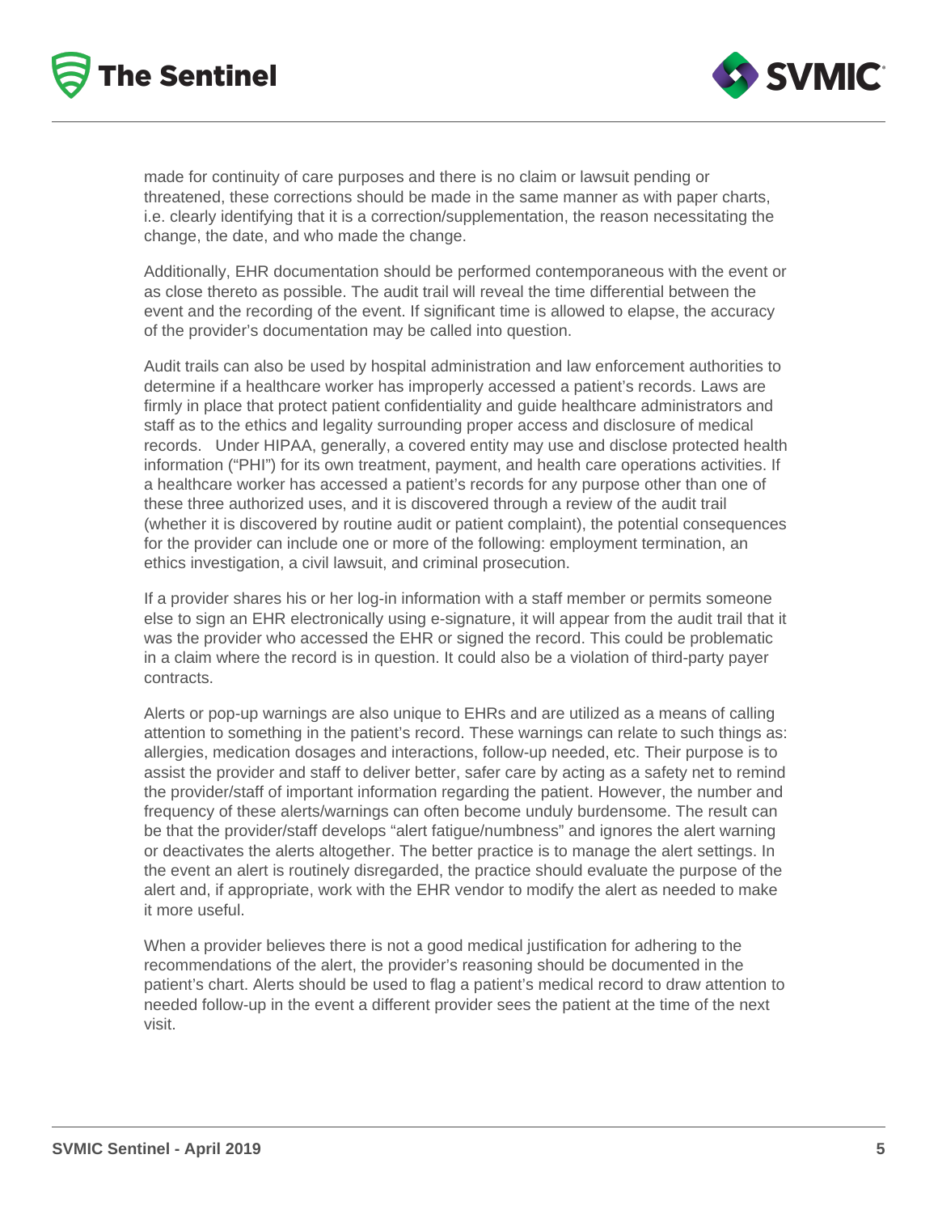made for continuity of care purposes and there is no claim or lawsuit pending or threatened, these corrections should be made in the same manner as with paper charts, i.e. clearly identifying that it is a correction/supplementation, the reason necessitating the change, the date, and who made the change.

Additionally, EHR documentation should be performed contemporaneous with the event or as close thereto as possible. The audit trail will reveal the time differential between the event and the recording of the event. If significant time is allowed to elapse, the accuracy of the provider's documentation may be called into question.

Audit trails can also be used by hospital administration and law enforcement authorities to determine if a healthcare worker has improperly accessed a patient's records. Laws are firmly in place that protect patient confidentiality and guide healthcare administrators and staff as to the ethics and legality surrounding proper access and disclosure of medical records. Under HIPAA, generally, a covered entity may use and disclose protected health information ("PHI") for its own treatment, payment, and health care operations activities. If a healthcare worker has accessed a patient's records for any purpose other than one of these three authorized uses, and it is discovered through a review of the audit trail (whether it is discovered by routine audit or patient complaint), the potential consequences for the provider can include one or more of the following: employment termination, an ethics investigation, a civil lawsuit, and criminal prosecution.

If a provider shares his or her log-in information with a staff member or permits someone else to sign an EHR electronically using e-signature, it will appear from the audit trail that it was the provider who accessed the EHR or signed the record. This could be problematic in a claim where the record is in question. It could also be a violation of third-party payer contracts.

Alerts or pop-up warnings are also unique to EHRs and are utilized as a means of calling attention to something in the patient's record. These warnings can relate to such things as: allergies, medication dosages and interactions, follow-up needed, etc. Their purpose is to assist the provider and staff to deliver better, safer care by acting as a safety net to remind the provider/staff of important information regarding the patient. However, the number and frequency of these alerts/warnings can often become unduly burdensome. The result can be that the provider/staff develops "alert fatigue/numbness" and ignores the alert warning or deactivates the alerts altogether. The better practice is to manage the alert settings. In the event an alert is routinely disregarded, the practice should evaluate the purpose of the alert and, if appropriate, work with the EHR vendor to modify the alert as needed to make it more useful.

When a provider believes there is not a good medical justification for adhering to the recommendations of the alert, the provider's reasoning should be documented in the patient's chart. Alerts should be used to flag a patient's medical record to draw attention to needed follow-up in the event a different provider sees the patient at the time of the next visit.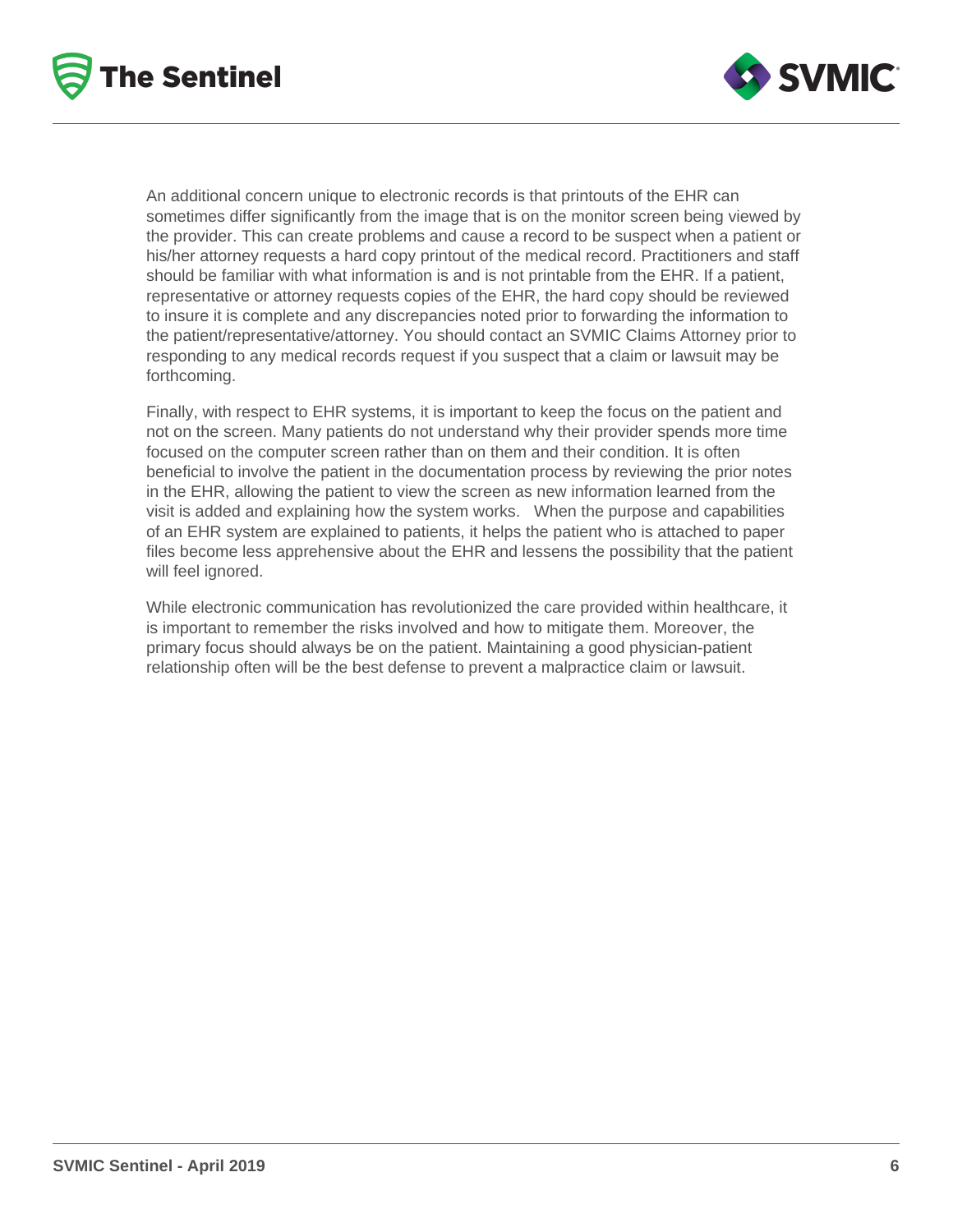An additional concern unique to electronic records is that printouts of the EHR can sometimes differ significantly from the image that is on the monitor screen being viewed by the provider. This can create problems and cause a record to be suspect when a patient or his/her attorney requests a hard copy printout of the medical record. Practitioners and staff should be familiar with what information is and is not printable from the EHR. If a patient, representative or attorney requests copies of the EHR, the hard copy should be reviewed to insure it is complete and any discrepancies noted prior to forwarding the information to the patient/representative/attorney. You should contact an SVMIC Claims Attorney prior to responding to any medical records request if you suspect that a claim or lawsuit may be forthcoming.

Finally, with respect to EHR systems, it is important to keep the focus on the patient and not on the screen. Many patients do not understand why their provider spends more time focused on the computer screen rather than on them and their condition. It is often beneficial to involve the patient in the documentation process by reviewing the prior notes in the EHR, allowing the patient to view the screen as new information learned from the visit is added and explaining how the system works. When the purpose and capabilities of an EHR system are explained to patients, it helps the patient who is attached to paper files become less apprehensive about the EHR and lessens the possibility that the patient will feel ignored.

While electronic communication has revolutionized the care provided within healthcare, it is important to remember the risks involved and how to mitigate them. Moreover, the primary focus should always be on the patient. Maintaining a good physician-patient relationship often will be the best defense to prevent a malpractice claim or lawsuit.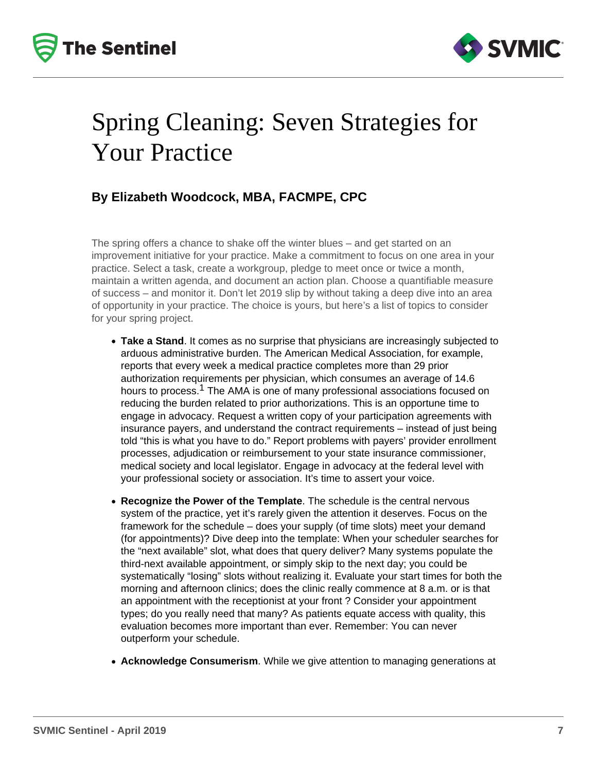# Spring Cleaning: Seven Strategies for Your Practice

### By Elizabeth Woodcock, MBA, FACMPE, CPC

The spring offers a chance to shake off the winter blues – and get started on an improvement initiative for your practice. Make a commitment to focus on one area in your practice. Select a task, create a workgroup, pledge to meet once or twice a month, maintain a written agenda, and document an action plan. Choose a quantifiable measure of success – and monitor it. Don't let 2019 slip by without taking a deep dive into an area of opportunity in your practice. The choice is yours, but here's a list of topics to consider for your spring project.

- **Take a Stand**. It comes as no surprise that physicians are increasingly subjected to arduous administrative burden. The American Medical Association, for example, reports that every week a medical practice completes more than 29 prior authorization requirements per physician, which consumes an average of 14.6 hours to process.[1] The AMA is one of many professional associations focused on reducing the burden related to prior authorizations. This is an opportune time to engage in advocacy. Request a written copy of your participation agreements with insurance payers, and understand the contract requirements – instead of just being told "this is what you have to do." Report problems with payers' provider enrollment processes, adjudication or reimbursement to your state insurance commissioner, medical society and local legislator. Engage in advocacy at the federal level with your professional society or association. It's time to assert your voice.

- **Recognize the Power of the Template**. The schedule is the central nervous system of the practice, yet it's rarely given the attention it deserves. Focus on the framework for the schedule – does your supply (of time slots) meet your demand (for appointments)? Dive deep into the template: When your scheduler searches for the "next available" slot, what does that query deliver? Many systems populate the third-next available appointment, or simply skip to the next day; you could be systematically "losing" slots without realizing it. Evaluate your start times for both the morning and afternoon clinics; does the clinic really commence at 8 a.m. or is that an appointment with the receptionist at your front ? Consider your appointment types; do you really need that many? As patients equate access with quality, this evaluation becomes more important than ever. Remember: You can never outperform your schedule.

- **Acknowledge Consumerism**. While we give attention to managing generations at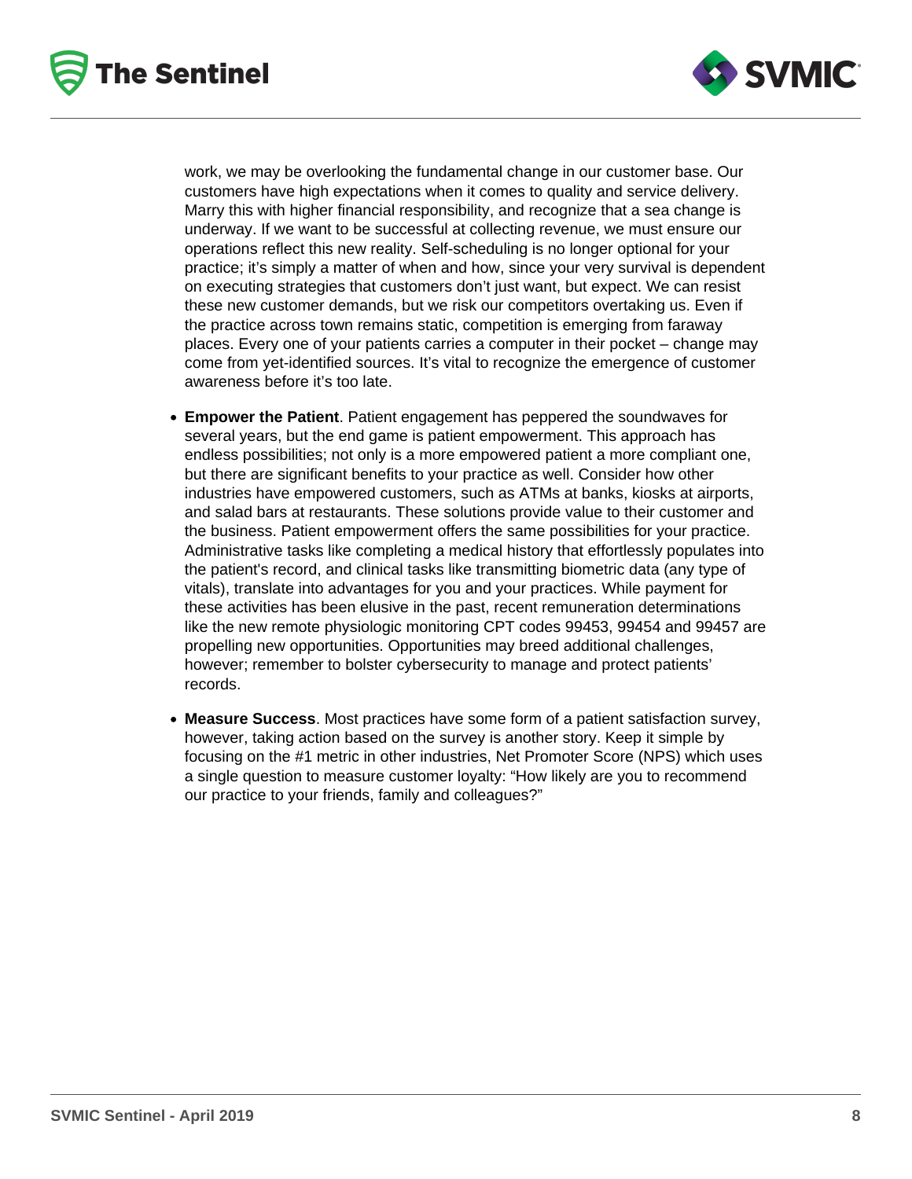work, we may be overlooking the fundamental change in our customer base. Our customers have high expectations when it comes to quality and service delivery. Marry this with higher financial responsibility, and recognize that a sea change is underway. If we want to be successful at collecting revenue, we must ensure our operations reflect this new reality. Self-scheduling is no longer optional for your practice; it's simply a matter of when and how, since your very survival is dependent on executing strategies that customers don't just want, but expect. We can resist these new customer demands, but we risk our competitors overtaking us. Even if the practice across town remains static, competition is emerging from faraway places. Every one of your patients carries a computer in their pocket – change may come from yet-identified sources. It's vital to recognize the emergence of customer awareness before it's too late.

- **Empower the Patient**. Patient engagement has peppered the soundwaves for several years, but the end game is patient empowerment. This approach has endless possibilities; not only is a more empowered patient a more compliant one, but there are significant benefits to your practice as well. Consider how other industries have empowered customers, such as ATMs at banks, kiosks at airports, and salad bars at restaurants. These solutions provide value to their customer and the business. Patient empowerment offers the same possibilities for your practice. Administrative tasks like completing a medical history that effortlessly populates into the patient's record, and clinical tasks like transmitting biometric data (any type of vitals), translate into advantages for you and your practices. While payment for these activities has been elusive in the past, recent remuneration determinations like the new remote physiologic monitoring CPT codes 99453, 99454 and 99457 are propelling new opportunities. Opportunities may breed additional challenges, however; remember to bolster cybersecurity to manage and protect patients' records.
- **Measure Success**. Most practices have some form of a patient satisfaction survey, however, taking action based on the survey is another story. Keep it simple by focusing on the #1 metric in other industries, Net Promoter Score (NPS) which uses a single question to measure customer loyalty: "How likely are you to recommend our practice to your friends, family and colleagues?"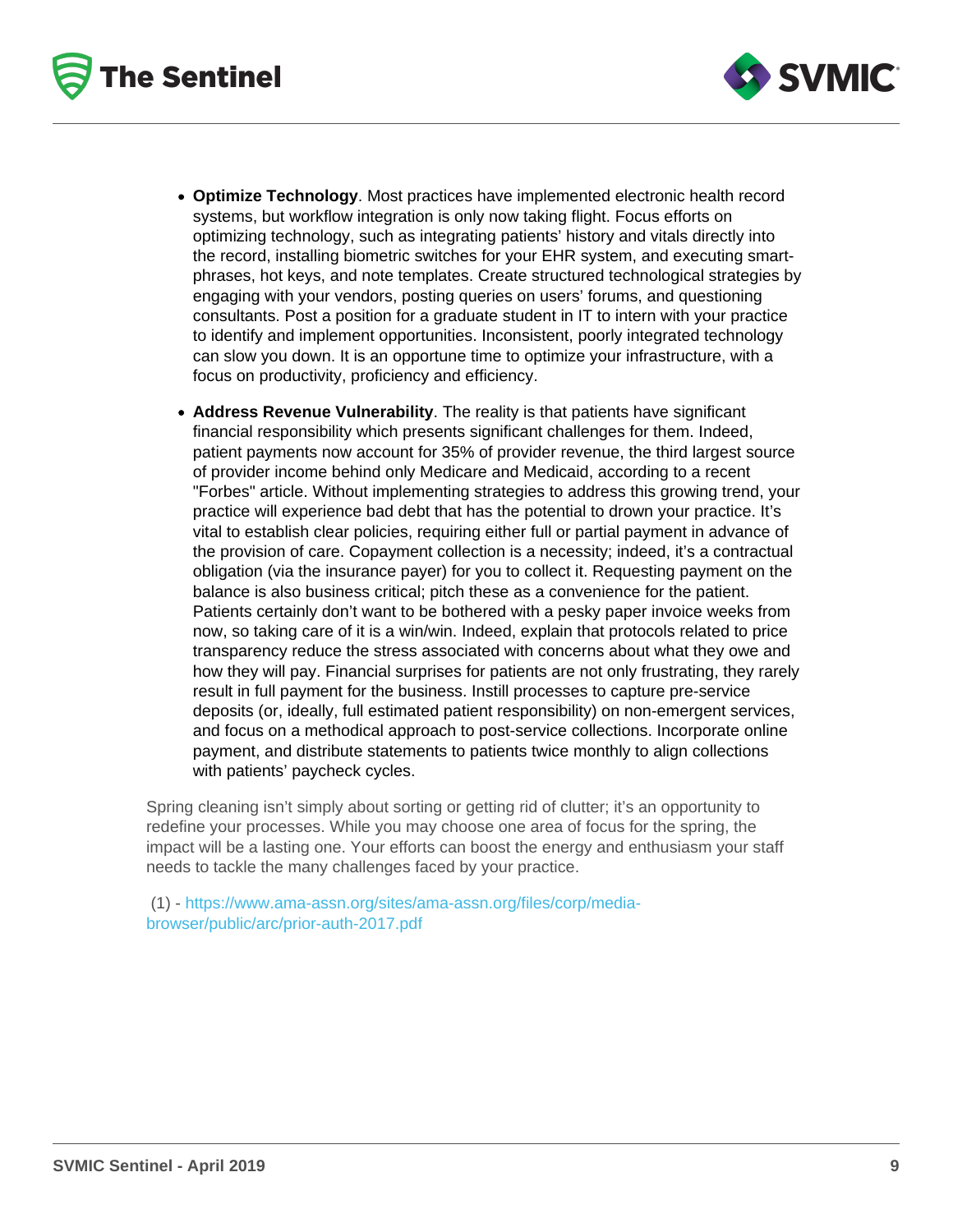- **Optimize Technology**. Most practices have implemented electronic health record systems, but workflow integration is only now taking flight. Focus efforts on optimizing technology, such as integrating patients' history and vitals directly into the record, installing biometric switches for your EHR system, and executing smart-phrases, hot keys, and note templates. Create structured technological strategies by engaging with your vendors, posting queries on users' forums, and questioning consultants. Post a position for a graduate student in IT to intern with your practice to identify and implement opportunities. Inconsistent, poorly integrated technology can slow you down. It is an opportune time to optimize your infrastructure, with a focus on productivity, proficiency and efficiency.
- **Address Revenue Vulnerability**. The reality is that patients have significant financial responsibility which presents significant challenges for them. Indeed, patient payments now account for 35% of provider revenue, the third largest source of provider income behind only Medicare and Medicaid, according to a recent "Forbes" article. Without implementing strategies to address this growing trend, your practice will experience bad debt that has the potential to drown your practice. It's vital to establish clear policies, requiring either full or partial payment in advance of the provision of care. Copayment collection is a necessity; indeed, it's a contractual obligation (via the insurance payer) for you to collect it. Requesting payment on the balance is also business critical; pitch these as a convenience for the patient. Patients certainly don't want to be bothered with a pesky paper invoice weeks from now, so taking care of it is a win/win. Indeed, explain that protocols related to price transparency reduce the stress associated with concerns about what they owe and how they will pay. Financial surprises for patients are not only frustrating, they rarely result in full payment for the business. Instill processes to capture pre-service deposits (or, ideally, full estimated patient responsibility) on non-emergent services, and focus on a methodical approach to post-service collections. Incorporate online payment, and distribute statements to patients twice monthly to align collections with patients' paycheck cycles.

Spring cleaning isn't simply about sorting or getting rid of clutter; it's an opportunity to redefine your processes. While you may choose one area of focus for the spring, the impact will be a lasting one. Your efforts can boost the energy and enthusiasm your staff needs to tackle the many challenges faced by your practice.

(1) - https://www.ama-assn.org/sites/ama-assn.org/files/corp/media-browser/public/arc/prior-auth-2017.pdf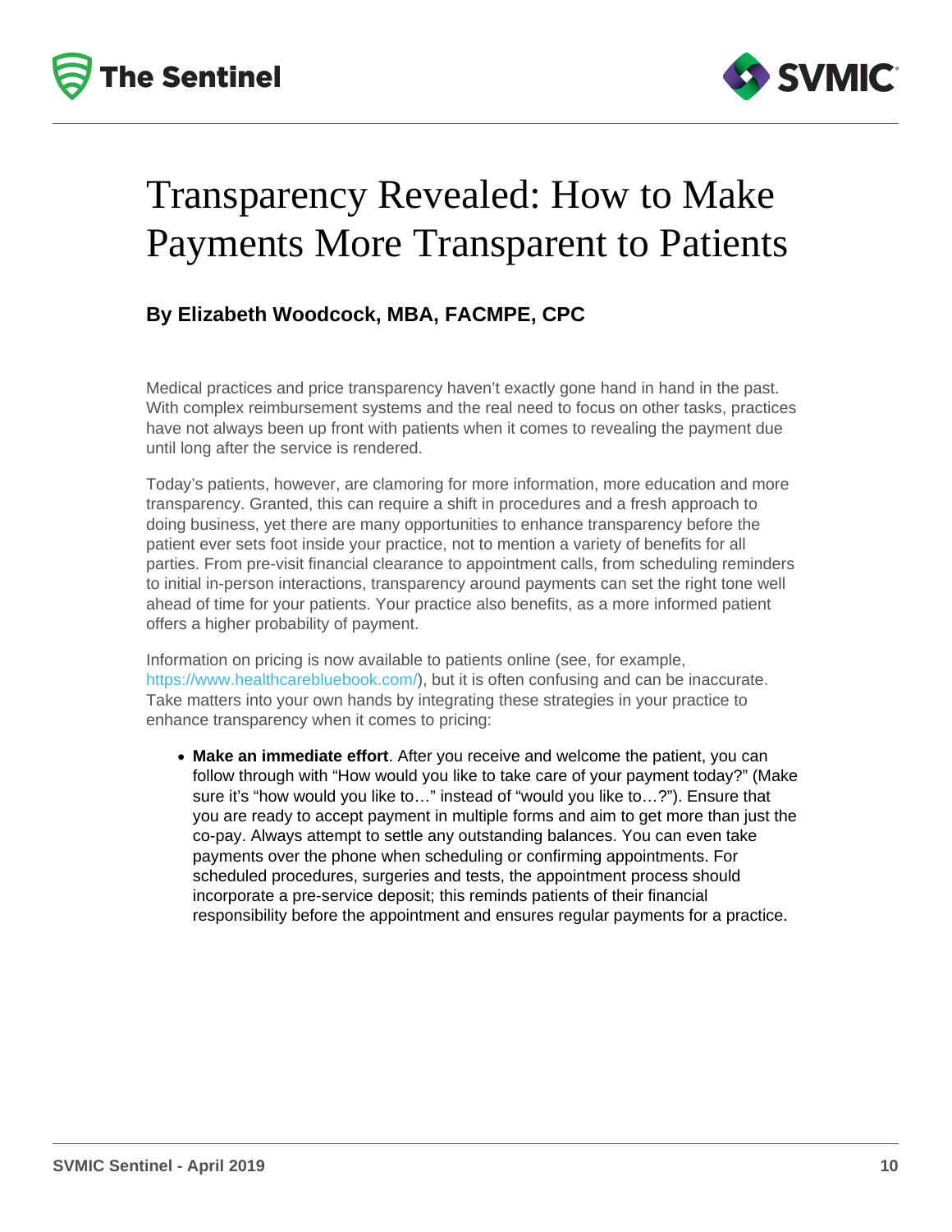# Transparency Revealed: How to Make Payments More Transparent to Patients

**By Elizabeth Woodcock, MBA, FACMPE, CPC**

Medical practices and price transparency haven't exactly gone hand in hand in the past. With complex reimbursement systems and the real need to focus on other tasks, practices have not always been up front with patients when it comes to revealing the payment due until long after the service is rendered.

Today's patients, however, are clamoring for more information, more education and more transparency. Granted, this can require a shift in procedures and a fresh approach to doing business, yet there are many opportunities to enhance transparency before the patient ever sets foot inside your practice, not to mention a variety of benefits for all parties. From pre-visit financial clearance to appointment calls, from scheduling reminders to initial in-person interactions, transparency around payments can set the right tone well ahead of time for your patients. Your practice also benefits, as a more informed patient offers a higher probability of payment.

Information on pricing is now available to patients online (see, for example, https://www.healthcarebluebook.com/), but it is often confusing and can be inaccurate. Take matters into your own hands by integrating these strategies in your practice to enhance transparency when it comes to pricing:

- **Make an immediate effort**. After you receive and welcome the patient, you can follow through with "How would you like to take care of your payment today?" (Make sure it's "how would you like to…" instead of "would you like to…?"). Ensure that you are ready to accept payment in multiple forms and aim to get more than just the co-pay. Always attempt to settle any outstanding balances. You can even take payments over the phone when scheduling or confirming appointments. For scheduled procedures, surgeries and tests, the appointment process should incorporate a pre-service deposit; this reminds patients of their financial responsibility before the appointment and ensures regular payments for a practice.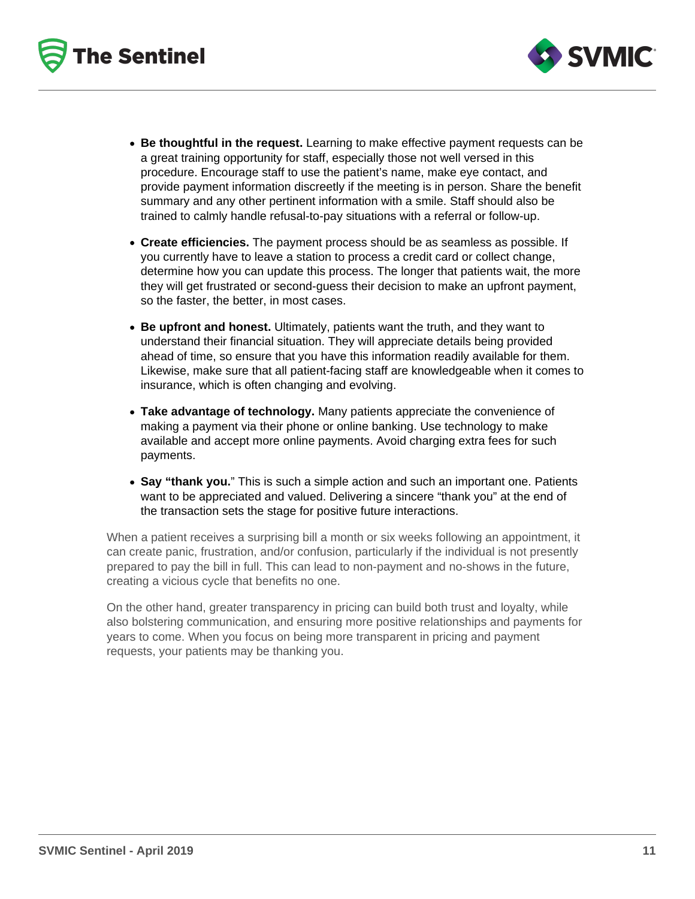- **Be thoughtful in the request.** Learning to make effective payment requests can be a great training opportunity for staff, especially those not well versed in this procedure. Encourage staff to use the patient's name, make eye contact, and provide payment information discreetly if the meeting is in person. Share the benefit summary and any other pertinent information with a smile. Staff should also be trained to calmly handle refusal-to-pay situations with a referral or follow-up.
- **Create efficiencies.** The payment process should be as seamless as possible. If you currently have to leave a station to process a credit card or collect change, determine how you can update this process. The longer that patients wait, the more they will get frustrated or second-guess their decision to make an upfront payment, so the faster, the better, in most cases.
- **Be upfront and honest.** Ultimately, patients want the truth, and they want to understand their financial situation. They will appreciate details being provided ahead of time, so ensure that you have this information readily available for them. Likewise, make sure that all patient-facing staff are knowledgeable when it comes to insurance, which is often changing and evolving.
- **Take advantage of technology.** Many patients appreciate the convenience of making a payment via their phone or online banking. Use technology to make available and accept more online payments. Avoid charging extra fees for such payments.
- **Say "thank you.**" This is such a simple action and such an important one. Patients want to be appreciated and valued. Delivering a sincere "thank you" at the end of the transaction sets the stage for positive future interactions.

When a patient receives a surprising bill a month or six weeks following an appointment, it can create panic, frustration, and/or confusion, particularly if the individual is not presently prepared to pay the bill in full. This can lead to non-payment and no-shows in the future, creating a vicious cycle that benefits no one.

On the other hand, greater transparency in pricing can build both trust and loyalty, while also bolstering communication, and ensuring more positive relationships and payments for years to come. When you focus on being more transparent in pricing and payment requests, your patients may be thanking you.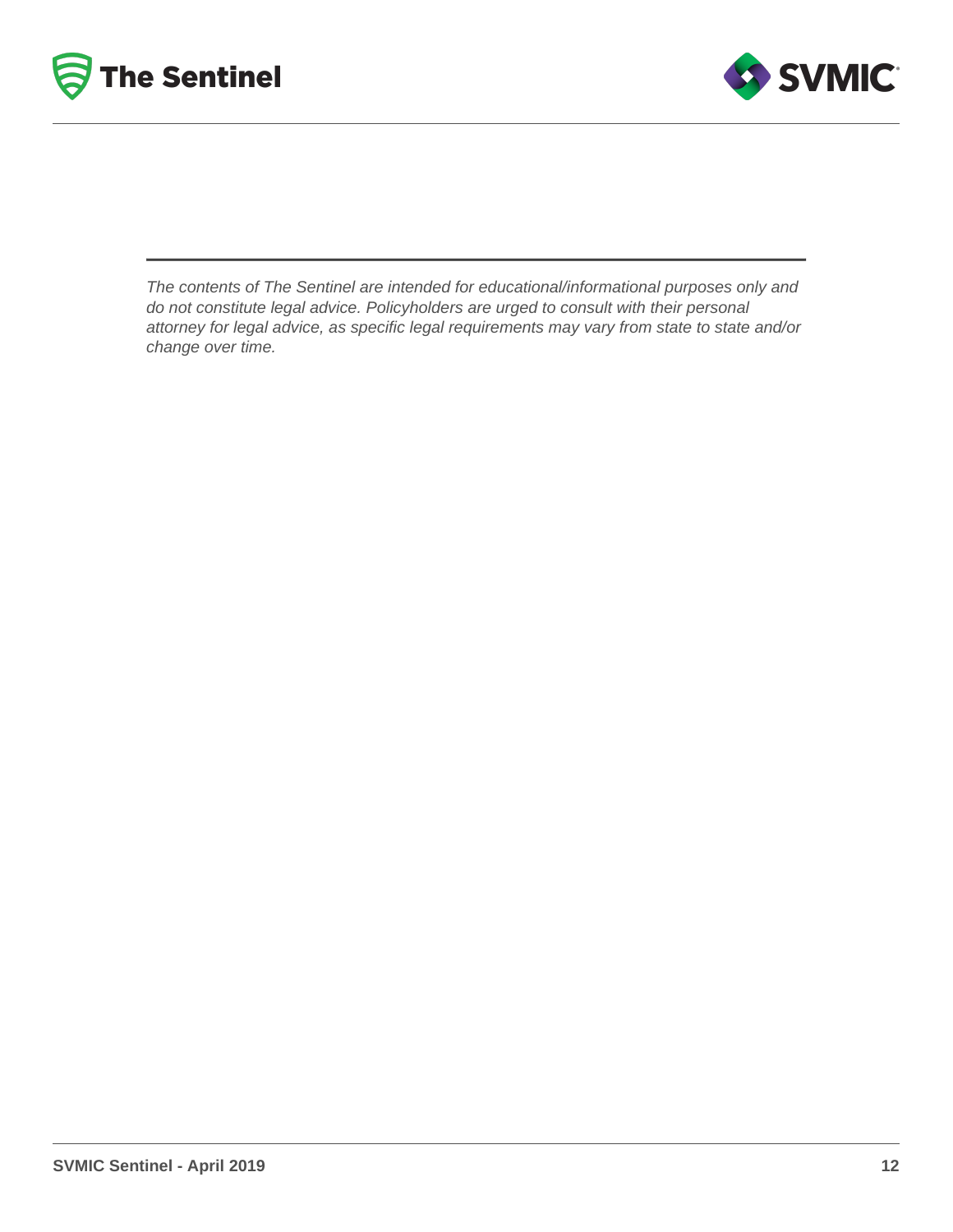---

*The contents of The Sentinel are intended for educational/informational purposes only and do not constitute legal advice. Policyholders are urged to consult with their personal attorney for legal advice, as specific legal requirements may vary from state to state and/or change over time.*